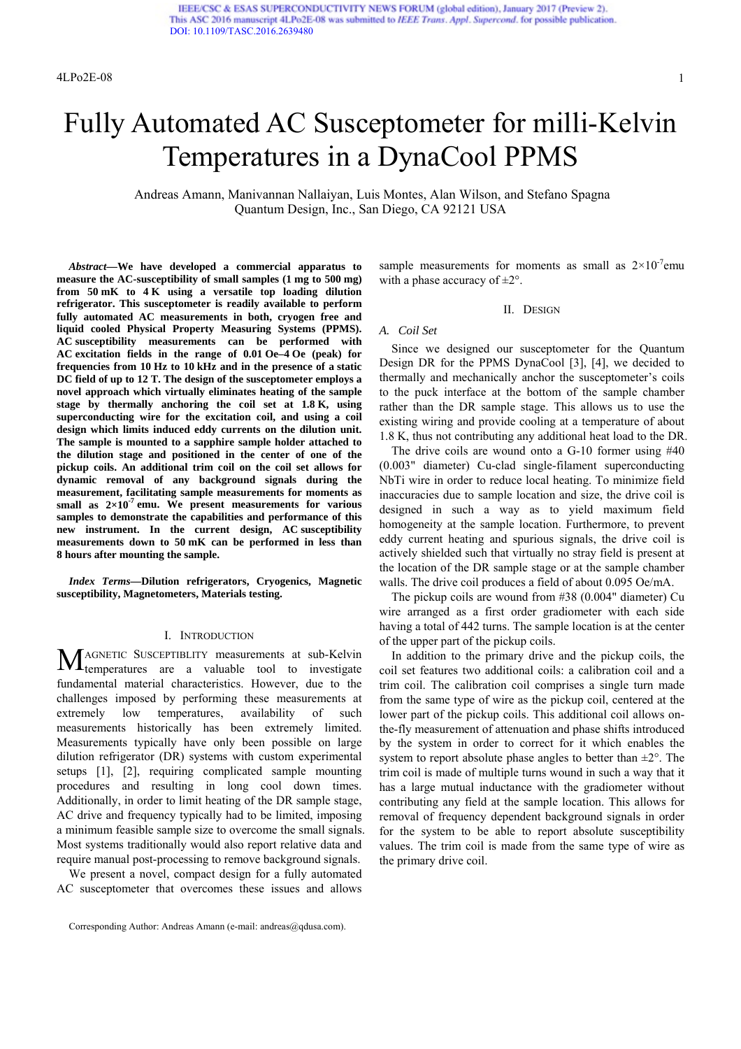# Fully Automated AC Susceptometer for milli-Kelvin Temperatures in a DynaCool PPMS

Andreas Amann, Manivannan Nallaiyan, Luis Montes, Alan Wilson, and Stefano Spagna
Quantum Design, Inc., San Diego, CA 92121 USA

***Abstract*—We have developed a commercial apparatus to measure the AC-susceptibility of small samples (1 mg to 500 mg) from 50 mK to 4 K using a versatile top loading dilution refrigerator. This susceptometer is readily available to perform fully automated AC measurements in both, cryogen free and liquid cooled Physical Property Measuring Systems (PPMS). AC susceptibility measurements can be performed with AC excitation fields in the range of 0.01 Oe–4 Oe (peak) for frequencies from 10 Hz to 10 kHz and in the presence of a static DC field of up to 12 T. The design of the susceptometer employs a novel approach which virtually eliminates heating of the sample stage by thermally anchoring the coil set at 1.8 K, using superconducting wire for the excitation coil, and using a coil design which limits induced eddy currents on the dilution unit. The sample is mounted to a sapphire sample holder attached to the dilution stage and positioned in the center of one of the pickup coils. An additional trim coil on the coil set allows for dynamic removal of any background signals during the measurement, facilitating sample measurements for moments as small as $2\times10^{-7}$ emu. We present measurements for various samples to demonstrate the capabilities and performance of this new instrument. In the current design, AC susceptibility measurements down to 50 mK can be performed in less than 8 hours after mounting the sample.**

***Index Terms*—Dilution refrigerators, Cryogenics, Magnetic susceptibility, Magnetometers, Materials testing.**

## I. Introduction

Magnetic Susceptiblity measurements at sub-Kelvin temperatures are a valuable tool to investigate fundamental material characteristics. However, due to the challenges imposed by performing these measurements at extremely low temperatures, availability of such measurements historically has been extremely limited. Measurements typically have only been possible on large dilution refrigerator (DR) systems with custom experimental setups [1], [2], requiring complicated sample mounting procedures and resulting in long cool down times. Additionally, in order to limit heating of the DR sample stage, AC drive and frequency typically had to be limited, imposing a minimum feasible sample size to overcome the small signals. Most systems traditionally would also report relative data and require manual post-processing to remove background signals.

We present a novel, compact design for a fully automated AC susceptometer that overcomes these issues and allows sample measurements for moments as small as $2\times10^{-7}$emu with a phase accuracy of ±2°.

## II. Design

### A. Coil Set

Since we designed our susceptometer for the Quantum Design DR for the PPMS DynaCool [3], [4], we decided to thermally and mechanically anchor the susceptometer's coils to the puck interface at the bottom of the sample chamber rather than the DR sample stage. This allows us to use the existing wiring and provide cooling at a temperature of about 1.8 K, thus not contributing any additional heat load to the DR.

The drive coils are wound onto a G-10 former using #40 (0.003" diameter) Cu-clad single-filament superconducting NbTi wire in order to reduce local heating. To minimize field inaccuracies due to sample location and size, the drive coil is designed in such a way as to yield maximum field homogeneity at the sample location. Furthermore, to prevent eddy current heating and spurious signals, the drive coil is actively shielded such that virtually no stray field is present at the location of the DR sample stage or at the sample chamber walls. The drive coil produces a field of about 0.095 Oe/mA.

The pickup coils are wound from #38 (0.004" diameter) Cu wire arranged as a first order gradiometer with each side having a total of 442 turns. The sample location is at the center of the upper part of the pickup coils.

In addition to the primary drive and the pickup coils, the coil set features two additional coils: a calibration coil and a trim coil. The calibration coil comprises a single turn made from the same type of wire as the pickup coil, centered at the lower part of the pickup coils. This additional coil allows on-the-fly measurement of attenuation and phase shifts introduced by the system in order to correct for it which enables the system to report absolute phase angles to better than ±2°. The trim coil is made of multiple turns wound in such a way that it has a large mutual inductance with the gradiometer without contributing any field at the sample location. This allows for removal of frequency dependent background signals in order for the system to be able to report absolute susceptibility values. The trim coil is made from the same type of wire as the primary drive coil.

Corresponding Author: Andreas Amann (e-mail: andreas@qdusa.com).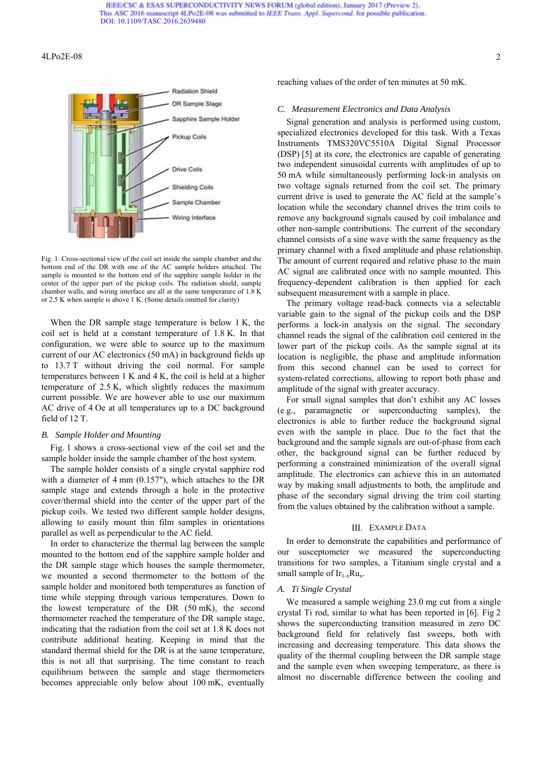Radiation Shield

DR Sample Stage

Sapphire Sample Holder

Pickup Coils

Drive Coils

Shielding Coils

Sample Chamber

Wiring Interface

Fig. 1. Cross-sectional view of the coil set inside the sample chamber and the bottom end of the DR with one of the AC sample holders attached. The sample is mounted to the bottom end of the sapphire sample holder in the center of the upper part of the pickup coils. The radiation shield, sample chamber walls, and wiring interface are all at the same temperature of 1.8 K or 2.5 K when sample is above 1 K. (Some details omitted for clarity)

When the DR sample stage temperature is below 1 K, the coil set is held at a constant temperature of 1.8 K. In that configuration, we were able to source up to the maximum current of our AC electronics (50 mA) in background fields up to 13.7 T without driving the coil normal. For sample temperatures between 1 K and 4 K, the coil is held at a higher temperature of 2.5 K, which slightly reduces the maximum current possible. We are however able to use our maximum AC drive of 4 Oe at all temperatures up to a DC background field of 12 T.

### *B. Sample Holder and Mounting*

Fig. 1 shows a cross-sectional view of the coil set and the sample holder inside the sample chamber of the host system.

The sample holder consists of a single crystal sapphire rod with a diameter of 4 mm (0.157"), which attaches to the DR sample stage and extends through a hole in the protective cover/thermal shield into the center of the upper part of the pickup coils. We tested two different sample holder designs, allowing to easily mount thin film samples in orientations parallel as well as perpendicular to the AC field.

In order to characterize the thermal lag between the sample mounted to the bottom end of the sapphire sample holder and the DR sample stage which houses the sample thermometer, we mounted a second thermometer to the bottom of the sample holder and monitored both temperatures as function of time while stepping through various temperatures. Down to the lowest temperature of the DR (50 mK), the second thermometer reached the temperature of the DR sample stage, indicating that the radiation from the coil set at 1.8 K does not contribute additional heating. Keeping in mind that the standard thermal shield for the DR is at the same temperature, this is not all that surprising. The time constant to reach equilibrium between the sample and stage thermometers becomes appreciable only below about 100 mK, eventually reaching values of the order of ten minutes at 50 mK.

### *C. Measurement Electronics and Data Analysis*

Signal generation and analysis is performed using custom, specialized electronics developed for this task. With a Texas Instruments TMS320VC5510A Digital Signal Processor (DSP) [5] at its core, the electronics are capable of generating two independent sinusoidal currents with amplitudes of up to 50 mA while simultaneously performing lock-in analysis on two voltage signals returned from the coil set. The primary current drive is used to generate the AC field at the sample's location while the secondary channel drives the trim coils to remove any background signals caused by coil imbalance and other non-sample contributions. The current of the secondary channel consists of a sine wave with the same frequency as the primary channel with a fixed amplitude and phase relationship. The amount of current required and relative phase to the main AC signal are calibrated once with no sample mounted. This frequency-dependent calibration is then applied for each subsequent measurement with a sample in place.

The primary voltage read-back connects via a selectable variable gain to the signal of the pickup coils and the DSP performs a lock-in analysis on the signal. The secondary channel reads the signal of the calibration coil centered in the lower part of the pickup coils. As the sample signal at its location is negligible, the phase and amplitude information from this second channel can be used to correct for system-related corrections, allowing to report both phase and amplitude of the signal with greater accuracy.

For small signal samples that don't exhibit any AC losses (e.g., paramagnetic or superconducting samples), the electronics is able to further reduce the background signal even with the sample in place. Due to the fact that the background and the sample signals are out-of-phase from each other, the background signal can be further reduced by performing a constrained minimization of the overall signal amplitude. The electronics can achieve this in an automated way by making small adjustments to both, the amplitude and phase of the secondary signal driving the trim coil starting from the values obtained by the calibration without a sample.

## III. Example Data

In order to demonstrate the capabilities and performance of our susceptometer we measured the superconducting transitions for two samples, a Titanium single crystal and a small sample of $Ir_{1-x}Ru_x$.

### *A. Ti Single Crystal*

We measured a sample weighing 23.0 mg cut from a single crystal Ti rod, similar to what has been reported in [6]. Fig 2 shows the superconducting transition measured in zero DC background field for relatively fast sweeps, both with increasing and decreasing temperature. This data shows the quality of the thermal coupling between the DR sample stage and the sample even when sweeping temperature, as there is almost no discernable difference between the cooling and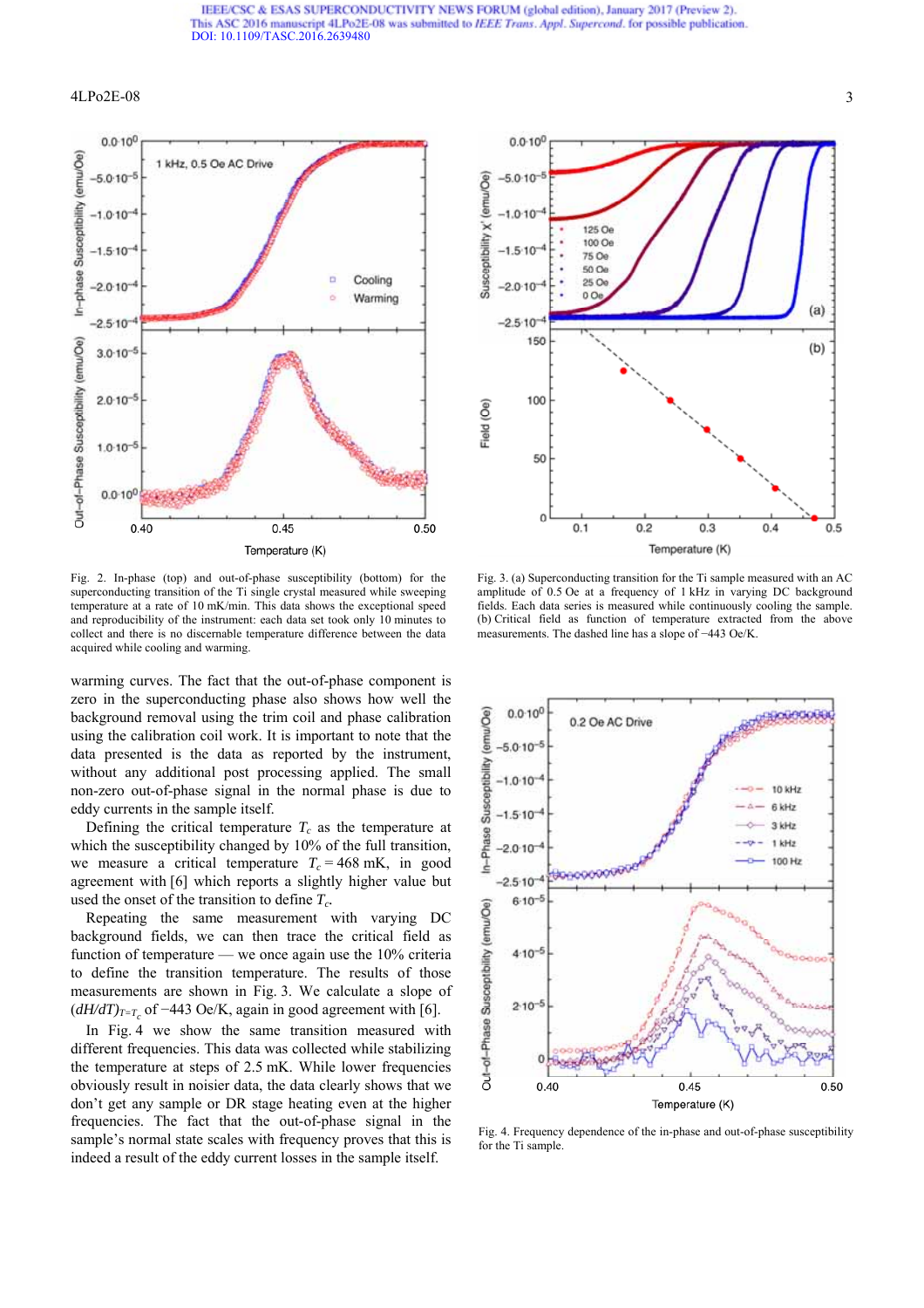Fig. 2. In-phase (top) and out-of-phase susceptibility (bottom) for the superconducting transition of the Ti single crystal measured while sweeping temperature at a rate of 10 mK/min. This data shows the exceptional speed and reproducibility of the instrument: each data set took only 10 minutes to collect and there is no discernable temperature difference between the data acquired while cooling and warming.

warming curves. The fact that the out-of-phase component is zero in the superconducting phase also shows how well the background removal using the trim coil and phase calibration using the calibration coil work. It is important to note that the data presented is the data as reported by the instrument, without any additional post processing applied. The small non-zero out-of-phase signal in the normal phase is due to eddy currents in the sample itself.

Defining the critical temperature $T_c$ as the temperature at which the susceptibility changed by 10% of the full transition, we measure a critical temperature $T_c = 468$ mK, in good agreement with [6] which reports a slightly higher value but used the onset of the transition to define $T_c$.

Repeating the same measurement with varying DC background fields, we can then trace the critical field as function of temperature — we once again use the 10% criteria to define the transition temperature. The results of those measurements are shown in Fig. 3. We calculate a slope of $(dH/dT)_{T=T_c}$ of −443 Oe/K, again in good agreement with [6].

In Fig. 4 we show the same transition measured with different frequencies. This data was collected while stabilizing the temperature at steps of 2.5 mK. While lower frequencies obviously result in noisier data, the data clearly shows that we don't get any sample or DR stage heating even at the higher frequencies. The fact that the out-of-phase signal in the sample's normal state scales with frequency proves that this is indeed a result of the eddy current losses in the sample itself.

Fig. 3. (a) Superconducting transition for the Ti sample measured with an AC amplitude of 0.5 Oe at a frequency of 1 kHz in varying DC background fields. Each data series is measured while continuously cooling the sample. (b) Critical field as function of temperature extracted from the above measurements. The dashed line has a slope of −443 Oe/K.

Fig. 4. Frequency dependence of the in-phase and out-of-phase susceptibility for the Ti sample.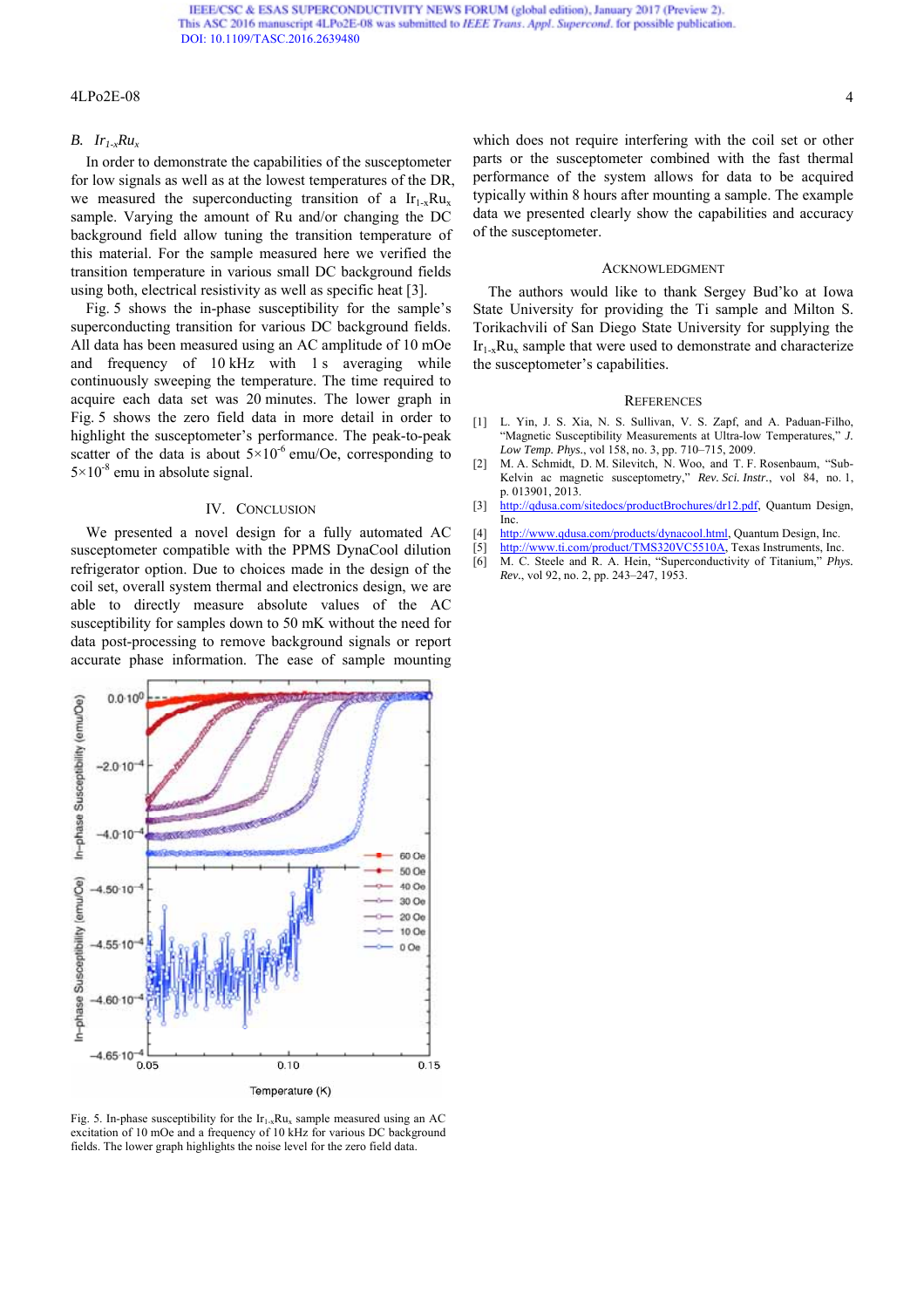### B. $Ir_{1-x}Ru_x$

In order to demonstrate the capabilities of the susceptometer for low signals as well as at the lowest temperatures of the DR, we measured the superconducting transition of a $Ir_{1-x}Ru_x$ sample. Varying the amount of Ru and/or changing the DC background field allow tuning the transition temperature of this material. For the sample measured here we verified the transition temperature in various small DC background fields using both, electrical resistivity as well as specific heat [3].

Fig. 5 shows the in-phase susceptibility for the sample's superconducting transition for various DC background fields. All data has been measured using an AC amplitude of 10 mOe and frequency of 10 kHz with 1 s averaging while continuously sweeping the temperature. The time required to acquire each data set was 20 minutes. The lower graph in Fig. 5 shows the zero field data in more detail in order to highlight the susceptometer's performance. The peak-to-peak scatter of the data is about $5\times10^{-6}$ emu/Oe, corresponding to $5\times10^{-8}$ emu in absolute signal.

## IV. Conclusion

We presented a novel design for a fully automated AC susceptometer compatible with the PPMS DynaCool dilution refrigerator option. Due to choices made in the design of the coil set, overall system thermal and electronics design, we are able to directly measure absolute values of the AC susceptibility for samples down to 50 mK without the need for data post-processing to remove background signals or report accurate phase information. The ease of sample mounting which does not require interfering with the coil set or other parts or the susceptometer combined with the fast thermal performance of the system allows for data to be acquired typically within 8 hours after mounting a sample. The example data we presented clearly show the capabilities and accuracy of the susceptometer.

In-phase Susceptibility (emu/Oe)
0.0·10^0
−2.0·10^−4
−4.0·10^−4
60 Oe
50 Oe
40 Oe
30 Oe
20 Oe
10 Oe
0 Oe
In-phase Susceptibility (emu/Oe)
−4.50·10^−4
−4.55·10^−4
−4.60·10^−4
−4.65·10^−4
0.05
0.10
0.15
Temperature (K)

Fig. 5. In-phase susceptibility for the $Ir_{1-x}Ru_x$ sample measured using an AC excitation of 10 mOe and a frequency of 10 kHz for various DC background fields. The lower graph highlights the noise level for the zero field data.

## Acknowledgment

The authors would like to thank Sergey Bud'ko at Iowa State University for providing the Ti sample and Milton S. Torikachvili of San Diego State University for supplying the $Ir_{1-x}Ru_x$ sample that were used to demonstrate and characterize the susceptometer's capabilities.

## References

[1] L. Yin, J. S. Xia, N. S. Sullivan, V. S. Zapf, and A. Paduan-Filho, "Magnetic Susceptibility Measurements at Ultra-low Temperatures," *J. Low Temp. Phys.*, vol 158, no. 3, pp. 710–715, 2009.

[2] M. A. Schmidt, D. M. Silevitch, N. Woo, and T. F. Rosenbaum, "Sub-Kelvin ac magnetic susceptometry," *Rev. Sci. Instr.*, vol 84, no. 1, p. 013901, 2013.

[3] http://qdusa.com/sitedocs/productBrochures/dr12.pdf, Quantum Design, Inc.

[4] http://www.qdusa.com/products/dynacool.html, Quantum Design, Inc.

[5] http://www.ti.com/product/TMS320VC5510A, Texas Instruments, Inc.

[6] M. C. Steele and R. A. Hein, "Superconductivity of Titanium," *Phys. Rev.*, vol 92, no. 2, pp. 243–247, 1953.